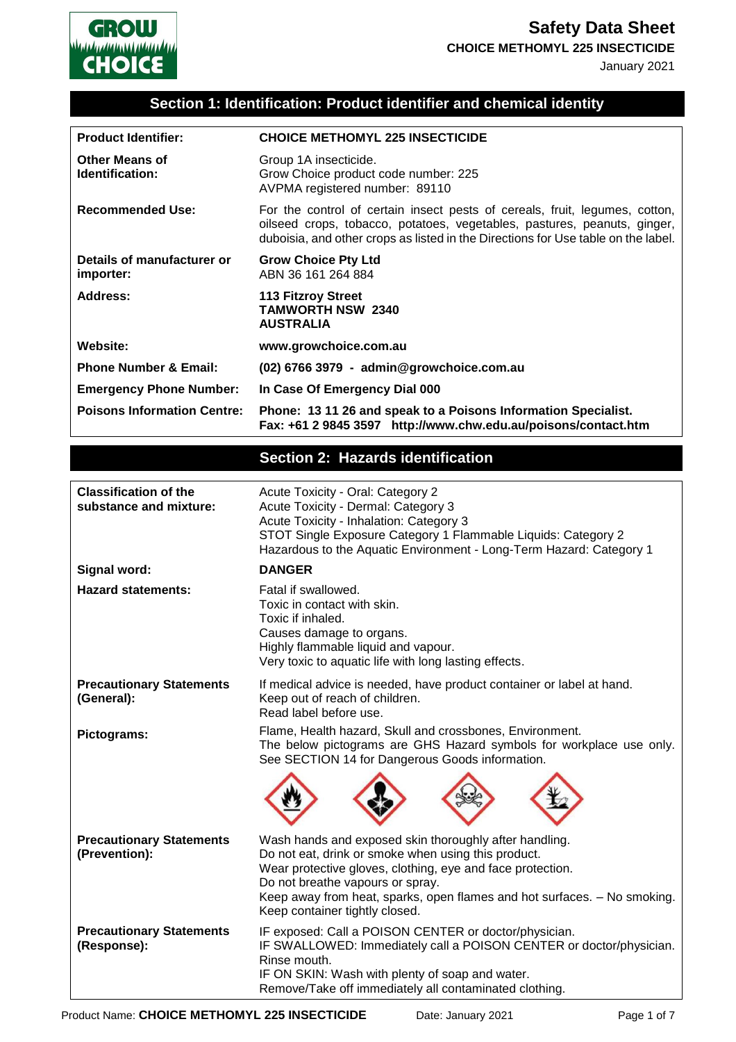# Safety Data Sheet

**CHOICE METHOMYL 225 INSECTICIDE**

January 2021

## Section 1: Identification: Product identifier and chemical identity

| | |
|---|---|
| **Product Identifier:** | **CHOICE METHOMYL 225 INSECTICIDE** |
| **Other Means of Identification:** | Group 1A insecticide.<br>Grow Choice product code number: 225<br>AVPMA registered number: 89110 |
| **Recommended Use:** | For the control of certain insect pests of cereals, fruit, legumes, cotton, oilseed crops, tobacco, potatoes, vegetables, pastures, peanuts, ginger, duboisia, and other crops as listed in the Directions for Use table on the label. |
| **Details of manufacturer or importer:** | **Grow Choice Pty Ltd**<br>ABN 36 161 264 884 |
| **Address:** | **113 Fitzroy Street**<br>**TAMWORTH NSW 2340**<br>**AUSTRALIA** |
| **Website:** | **www.growchoice.com.au** |
| **Phone Number & Email:** | **(02) 6766 3979 - admin@growchoice.com.au** |
| **Emergency Phone Number:** | **In Case Of Emergency Dial 000** |
| **Poisons Information Centre:** | **Phone: 13 11 26 and speak to a Poisons Information Specialist.**<br>**Fax: +61 2 9845 3597 http://www.chw.edu.au/poisons/contact.htm** |

## Section 2: Hazards identification

| | |
|---|---|
| **Classification of the substance and mixture:** | Acute Toxicity - Oral: Category 2<br>Acute Toxicity - Dermal: Category 3<br>Acute Toxicity - Inhalation: Category 3<br>STOT Single Exposure Category 1 Flammable Liquids: Category 2<br>Hazardous to the Aquatic Environment - Long-Term Hazard: Category 1 |
| **Signal word:** | **DANGER** |
| **Hazard statements:** | Fatal if swallowed.<br>Toxic in contact with skin.<br>Toxic if inhaled.<br>Causes damage to organs.<br>Highly flammable liquid and vapour.<br>Very toxic to aquatic life with long lasting effects. |
| **Precautionary Statements (General):** | If medical advice is needed, have product container or label at hand.<br>Keep out of reach of children.<br>Read label before use. |
| **Pictograms:** | Flame, Health hazard, Skull and crossbones, Environment.<br>The below pictograms are GHS Hazard symbols for workplace use only. See SECTION 14 for Dangerous Goods information. |
| **Precautionary Statements (Prevention):** | Wash hands and exposed skin thoroughly after handling.<br>Do not eat, drink or smoke when using this product.<br>Wear protective gloves, clothing, eye and face protection.<br>Do not breathe vapours or spray.<br>Keep away from heat, sparks, open flames and hot surfaces. – No smoking.<br>Keep container tightly closed. |
| **Precautionary Statements (Response):** | IF exposed: Call a POISON CENTER or doctor/physician.<br>IF SWALLOWED: Immediately call a POISON CENTER or doctor/physician. Rinse mouth.<br>IF ON SKIN: Wash with plenty of soap and water.<br>Remove/Take off immediately all contaminated clothing. |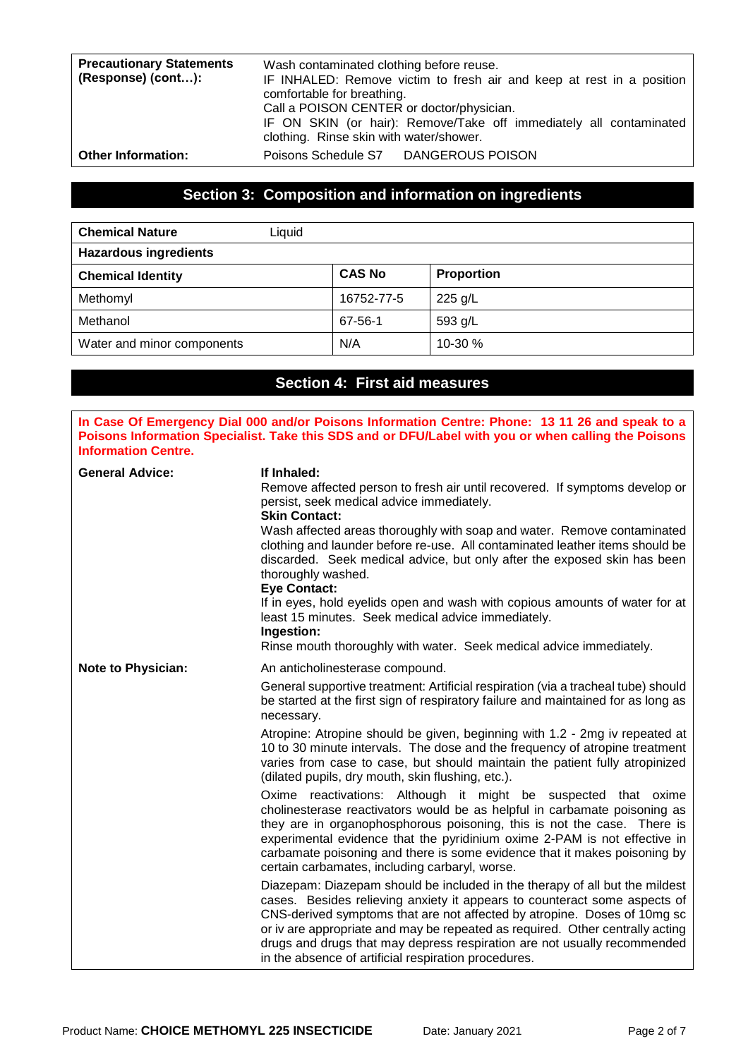| | |
|---|---|
| **Precautionary Statements (Response) (cont…):** | Wash contaminated clothing before reuse.<br>IF INHALED: Remove victim to fresh air and keep at rest in a position comfortable for breathing.<br>Call a POISON CENTER or doctor/physician.<br>IF ON SKIN (or hair): Remove/Take off immediately all contaminated clothing. Rinse skin with water/shower. |
| **Other Information:** | Poisons Schedule S7 DANGEROUS POISON |

## Section 3: Composition and information on ingredients

**Chemical Nature** Liquid

**Hazardous ingredients**

| Chemical Identity | CAS No | Proportion |
|---|---|---|
| Methomyl | 16752-77-5 | 225 g/L |
| Methanol | 67-56-1 | 593 g/L |
| Water and minor components | N/A | 10-30 % |

## Section 4: First aid measures

**In Case Of Emergency Dial 000 and/or Poisons Information Centre: Phone: 13 11 26 and speak to a Poisons Information Specialist. Take this SDS and or DFU/Label with you or when calling the Poisons Information Centre.**

**General Advice:**

**If Inhaled:**
Remove affected person to fresh air until recovered. If symptoms develop or persist, seek medical advice immediately.

**Skin Contact:**
Wash affected areas thoroughly with soap and water. Remove contaminated clothing and launder before re-use. All contaminated leather items should be discarded. Seek medical advice, but only after the exposed skin has been thoroughly washed.

**Eye Contact:**
If in eyes, hold eyelids open and wash with copious amounts of water for at least 15 minutes. Seek medical advice immediately.

**Ingestion:**
Rinse mouth thoroughly with water. Seek medical advice immediately.

**Note to Physician:**

An anticholinesterase compound.

General supportive treatment: Artificial respiration (via a tracheal tube) should be started at the first sign of respiratory failure and maintained for as long as necessary.

Atropine: Atropine should be given, beginning with 1.2 - 2mg iv repeated at 10 to 30 minute intervals. The dose and the frequency of atropine treatment varies from case to case, but should maintain the patient fully atropinized (dilated pupils, dry mouth, skin flushing, etc.).

Oxime reactivations: Although it might be suspected that oxime cholinesterase reactivators would be as helpful in carbamate poisoning as they are in organophosphorous poisoning, this is not the case. There is experimental evidence that the pyridinium oxime 2-PAM is not effective in carbamate poisoning and there is some evidence that it makes poisoning by certain carbamates, including carbaryl, worse.

Diazepam: Diazepam should be included in the therapy of all but the mildest cases. Besides relieving anxiety it appears to counteract some aspects of CNS-derived symptoms that are not affected by atropine. Doses of 10mg sc or iv are appropriate and may be repeated as required. Other centrally acting drugs and drugs that may depress respiration are not usually recommended in the absence of artificial respiration procedures.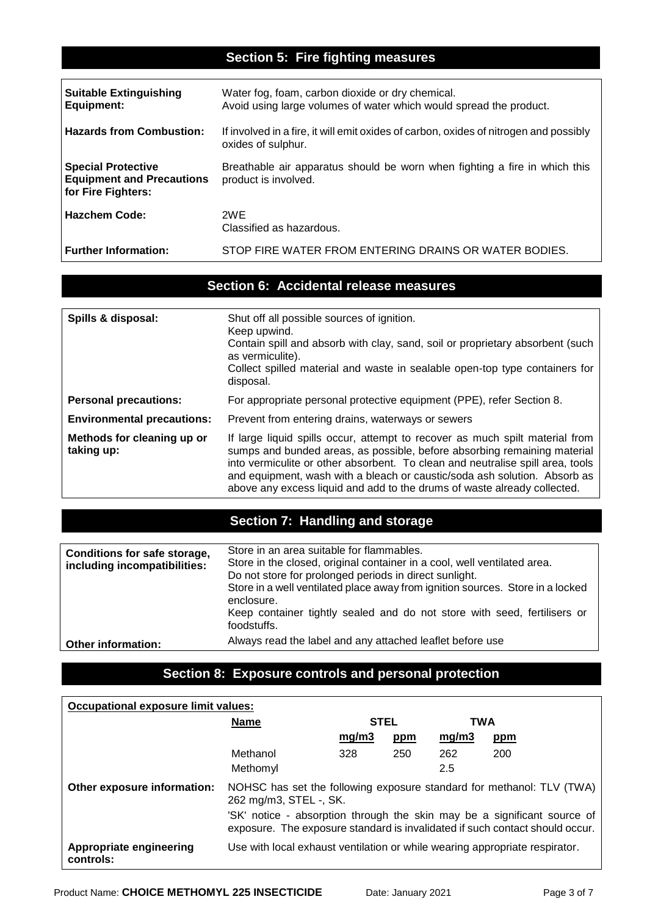## Section 5: Fire fighting measures

| | |
|---|---|
| **Suitable Extinguishing Equipment:** | Water fog, foam, carbon dioxide or dry chemical. Avoid using large volumes of water which would spread the product. |
| **Hazards from Combustion:** | If involved in a fire, it will emit oxides of carbon, oxides of nitrogen and possibly oxides of sulphur. |
| **Special Protective Equipment and Precautions for Fire Fighters:** | Breathable air apparatus should be worn when fighting a fire in which this product is involved. |
| **Hazchem Code:** | 2WE<br>Classified as hazardous. |
| **Further Information:** | STOP FIRE WATER FROM ENTERING DRAINS OR WATER BODIES. |

## Section 6: Accidental release measures

| | |
|---|---|
| **Spills & disposal:** | Shut off all possible sources of ignition.<br>Keep upwind.<br>Contain spill and absorb with clay, sand, soil or proprietary absorbent (such as vermiculite).<br>Collect spilled material and waste in sealable open-top type containers for disposal. |
| **Personal precautions:** | For appropriate personal protective equipment (PPE), refer Section 8. |
| **Environmental precautions:** | Prevent from entering drains, waterways or sewers |
| **Methods for cleaning up or taking up:** | If large liquid spills occur, attempt to recover as much spilt material from sumps and bunded areas, as possible, before absorbing remaining material into vermiculite or other absorbent. To clean and neutralise spill area, tools and equipment, wash with a bleach or caustic/soda ash solution. Absorb as above any excess liquid and add to the drums of waste already collected. |

## Section 7: Handling and storage

| | |
|---|---|
| **Conditions for safe storage, including incompatibilities:** | Store in an area suitable for flammables.<br>Store in the closed, original container in a cool, well ventilated area.<br>Do not store for prolonged periods in direct sunlight.<br>Store in a well ventilated place away from ignition sources. Store in a locked enclosure.<br>Keep container tightly sealed and do not store with seed, fertilisers or foodstuffs. |
| **Other information:** | Always read the label and any attached leaflet before use |

## Section 8: Exposure controls and personal protection

**Occupational exposure limit values:**

| Name | STEL | | TWA | |
|---|---|---|---|---|
| | mg/m3 | ppm | mg/m3 | ppm |
| Methanol | 328 | 250 | 262 | 200 |
| Methomyl | | | 2.5 | |

| | |
|---|---|
| **Other exposure information:** | NOHSC has set the following exposure standard for methanol: TLV (TWA) 262 mg/m3, STEL -, SK.<br>'SK' notice - absorption through the skin may be a significant source of exposure. The exposure standard is invalidated if such contact should occur. |
| **Appropriate engineering controls:** | Use with local exhaust ventilation or while wearing appropriate respirator. |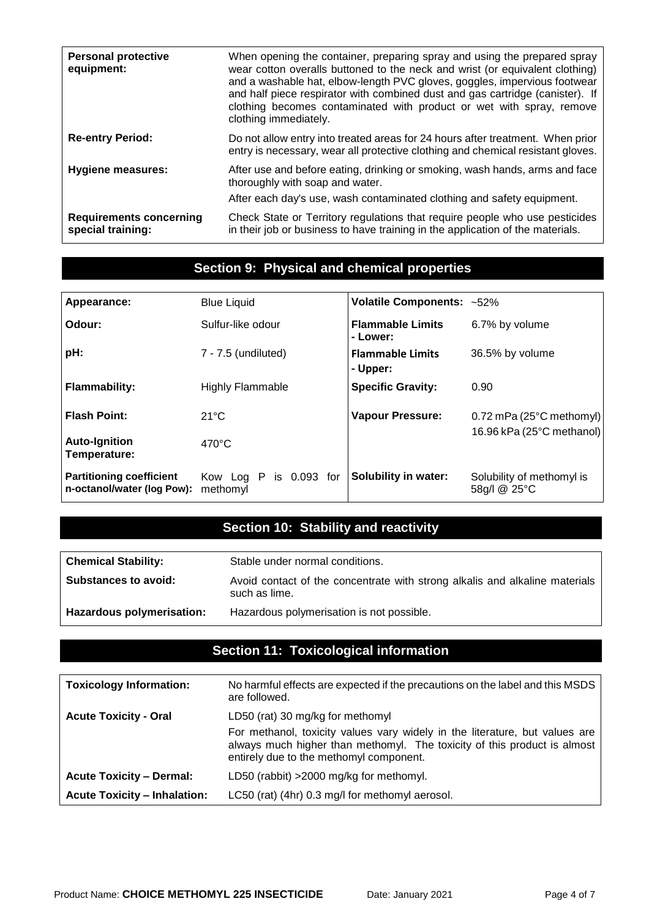| | |
|---|---|
| **Personal protective equipment:** | When opening the container, preparing spray and using the prepared spray wear cotton overalls buttoned to the neck and wrist (or equivalent clothing) and a washable hat, elbow-length PVC gloves, goggles, impervious footwear and half piece respirator with combined dust and gas cartridge (canister). If clothing becomes contaminated with product or wet with spray, remove clothing immediately. |
| **Re-entry Period:** | Do not allow entry into treated areas for 24 hours after treatment. When prior entry is necessary, wear all protective clothing and chemical resistant gloves. |
| **Hygiene measures:** | After use and before eating, drinking or smoking, wash hands, arms and face thoroughly with soap and water.<br>After each day's use, wash contaminated clothing and safety equipment. |
| **Requirements concerning special training:** | Check State or Territory regulations that require people who use pesticides in their job or business to have training in the application of the materials. |

## Section 9: Physical and chemical properties

| | | | |
|---|---|---|---|
| **Appearance:** | Blue Liquid | **Volatile Components:** | ~52% |
| **Odour:** | Sulfur-like odour | **Flammable Limits - Lower:** | 6.7% by volume |
| **pH:** | 7 - 7.5 (undiluted) | **Flammable Limits - Upper:** | 36.5% by volume |
| **Flammability:** | Highly Flammable | **Specific Gravity:** | 0.90 |
| **Flash Point:** | 21°C | **Vapour Pressure:** | 0.72 mPa (25°C methomyl)<br>16.96 kPa (25°C methanol) |
| **Auto-Ignition Temperature:** | 470°C | | |
| **Partitioning coefficient n-octanol/water (log Pow):** | Kow Log P is 0.093 for methomyl | **Solubility in water:** | Solubility of methomyl is 58g/l @ 25°C |

## Section 10: Stability and reactivity

| | |
|---|---|
| **Chemical Stability:** | Stable under normal conditions. |
| **Substances to avoid:** | Avoid contact of the concentrate with strong alkalis and alkaline materials such as lime. |
| **Hazardous polymerisation:** | Hazardous polymerisation is not possible. |

## Section 11: Toxicological information

| | |
|---|---|
| **Toxicology Information:** | No harmful effects are expected if the precautions on the label and this MSDS are followed. |
| **Acute Toxicity - Oral** | LD50 (rat) 30 mg/kg for methomyl<br>For methanol, toxicity values vary widely in the literature, but values are always much higher than methomyl. The toxicity of this product is almost entirely due to the methomyl component. |
| **Acute Toxicity – Dermal:** | LD50 (rabbit) >2000 mg/kg for methomyl. |
| **Acute Toxicity – Inhalation:** | LC50 (rat) (4hr) 0.3 mg/l for methomyl aerosol. |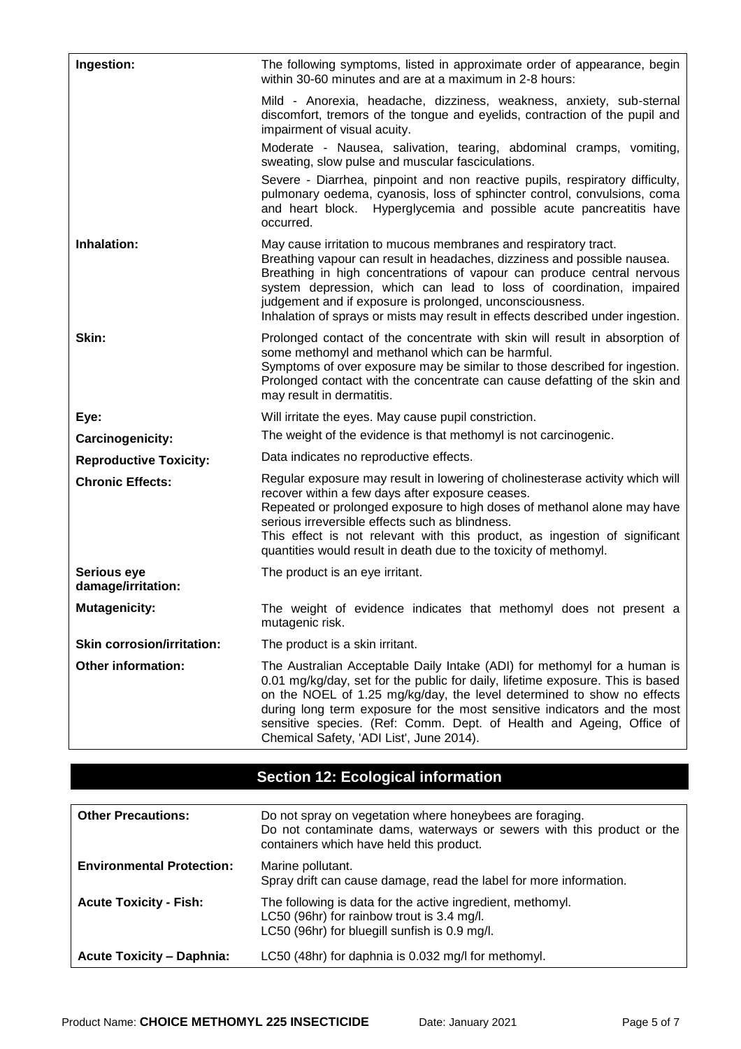| | |
|---|---|
| **Ingestion:** | The following symptoms, listed in approximate order of appearance, begin within 30-60 minutes and are at a maximum in 2-8 hours:<br><br>Mild - Anorexia, headache, dizziness, weakness, anxiety, sub-sternal discomfort, tremors of the tongue and eyelids, contraction of the pupil and impairment of visual acuity.<br><br>Moderate - Nausea, salivation, tearing, abdominal cramps, vomiting, sweating, slow pulse and muscular fasciculations.<br><br>Severe - Diarrhea, pinpoint and non reactive pupils, respiratory difficulty, pulmonary oedema, cyanosis, loss of sphincter control, convulsions, coma and heart block. Hyperglycemia and possible acute pancreatitis have occurred. |
| **Inhalation:** | May cause irritation to mucous membranes and respiratory tract.<br>Breathing vapour can result in headaches, dizziness and possible nausea.<br>Breathing in high concentrations of vapour can produce central nervous system depression, which can lead to loss of coordination, impaired judgement and if exposure is prolonged, unconsciousness.<br>Inhalation of sprays or mists may result in effects described under ingestion. |
| **Skin:** | Prolonged contact of the concentrate with skin will result in absorption of some methomyl and methanol which can be harmful.<br>Symptoms of over exposure may be similar to those described for ingestion.<br>Prolonged contact with the concentrate can cause defatting of the skin and may result in dermatitis. |
| **Eye:** | Will irritate the eyes. May cause pupil constriction. |
| **Carcinogenicity:** | The weight of the evidence is that methomyl is not carcinogenic. |
| **Reproductive Toxicity:** | Data indicates no reproductive effects. |
| **Chronic Effects:** | Regular exposure may result in lowering of cholinesterase activity which will recover within a few days after exposure ceases.<br>Repeated or prolonged exposure to high doses of methanol alone may have serious irreversible effects such as blindness.<br>This effect is not relevant with this product, as ingestion of significant quantities would result in death due to the toxicity of methomyl. |
| **Serious eye damage/irritation:** | The product is an eye irritant. |
| **Mutagenicity:** | The weight of evidence indicates that methomyl does not present a mutagenic risk. |
| **Skin corrosion/irritation:** | The product is a skin irritant. |
| **Other information:** | The Australian Acceptable Daily Intake (ADI) for methomyl for a human is 0.01 mg/kg/day, set for the public for daily, lifetime exposure. This is based on the NOEL of 1.25 mg/kg/day, the level determined to show no effects during long term exposure for the most sensitive indicators and the most sensitive species. (Ref: Comm. Dept. of Health and Ageing, Office of Chemical Safety, 'ADI List', June 2014). |

## Section 12: Ecological information

| | |
|---|---|
| **Other Precautions:** | Do not spray on vegetation where honeybees are foraging.<br>Do not contaminate dams, waterways or sewers with this product or the containers which have held this product. |
| **Environmental Protection:** | Marine pollutant.<br>Spray drift can cause damage, read the label for more information. |
| **Acute Toxicity - Fish:** | The following is data for the active ingredient, methomyl.<br>LC50 (96hr) for rainbow trout is 3.4 mg/l.<br>LC50 (96hr) for bluegill sunfish is 0.9 mg/l. |
| **Acute Toxicity – Daphnia:** | LC50 (48hr) for daphnia is 0.032 mg/l for methomyl. |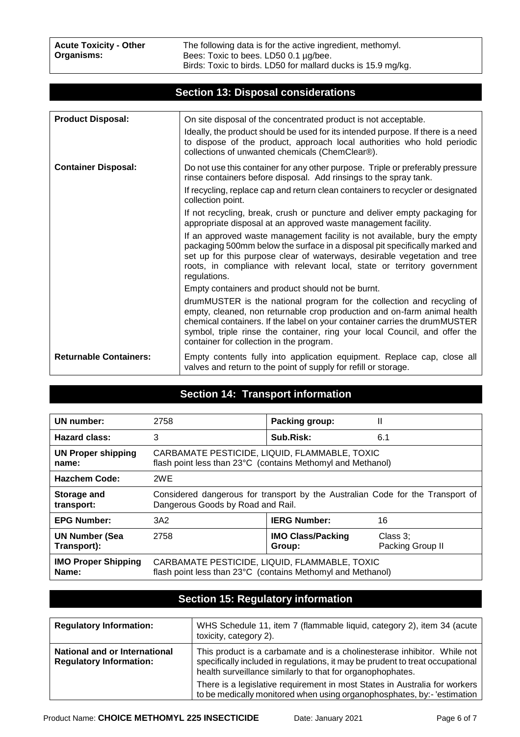| **Acute Toxicity - Other Organisms:** | The following data is for the active ingredient, methomyl.<br>Bees: Toxic to bees. LD50 0.1 µg/bee.<br>Birds: Toxic to birds. LD50 for mallard ducks is 15.9 mg/kg. |
|---|---|

## Section 13: Disposal considerations

| | |
|---|---|
| **Product Disposal:** | On site disposal of the concentrated product is not acceptable.<br>Ideally, the product should be used for its intended purpose. If there is a need to dispose of the product, approach local authorities who hold periodic collections of unwanted chemicals (ChemClear®). |
| **Container Disposal:** | Do not use this container for any other purpose. Triple or preferably pressure rinse containers before disposal. Add rinsings to the spray tank.<br>If recycling, replace cap and return clean containers to recycler or designated collection point.<br>If not recycling, break, crush or puncture and deliver empty packaging for appropriate disposal at an approved waste management facility.<br>If an approved waste management facility is not available, bury the empty packaging 500mm below the surface in a disposal pit specifically marked and set up for this purpose clear of waterways, desirable vegetation and tree roots, in compliance with relevant local, state or territory government regulations.<br>Empty containers and product should not be burnt.<br>drumMUSTER is the national program for the collection and recycling of empty, cleaned, non returnable crop production and on-farm animal health chemical containers. If the label on your container carries the drumMUSTER symbol, triple rinse the container, ring your local Council, and offer the container for collection in the program. |
| **Returnable Containers:** | Empty contents fully into application equipment. Replace cap, close all valves and return to the point of supply for refill or storage. |

## Section 14: Transport information

| | | | |
|---|---|---|---|
| **UN number:** | 2758 | **Packing group:** | II |
| **Hazard class:** | 3 | **Sub.Risk:** | 6.1 |
| **UN Proper shipping name:** | CARBAMATE PESTICIDE, LIQUID, FLAMMABLE, TOXIC flash point less than 23°C (contains Methomyl and Methanol) | | |
| **Hazchem Code:** | 2WE | | |
| **Storage and transport:** | Considered dangerous for transport by the Australian Code for the Transport of Dangerous Goods by Road and Rail. | | |
| **EPG Number:** | 3A2 | **IERG Number:** | 16 |
| **UN Number (Sea Transport):** | 2758 | **IMO Class/Packing Group:** | Class 3; Packing Group II |
| **IMO Proper Shipping Name:** | CARBAMATE PESTICIDE, LIQUID, FLAMMABLE, TOXIC flash point less than 23°C (contains Methomyl and Methanol) | | |

## Section 15: Regulatory information

| | |
|---|---|
| **Regulatory Information:** | WHS Schedule 11, item 7 (flammable liquid, category 2), item 34 (acute toxicity, category 2). |
| **National and or International Regulatory Information:** | This product is a carbamate and is a cholinesterase inhibitor. While not specifically included in regulations, it may be prudent to treat occupational health surveillance similarly to that for organophophates.<br>There is a legislative requirement in most States in Australia for workers to be medically monitored when using organophosphates, by:- 'estimation |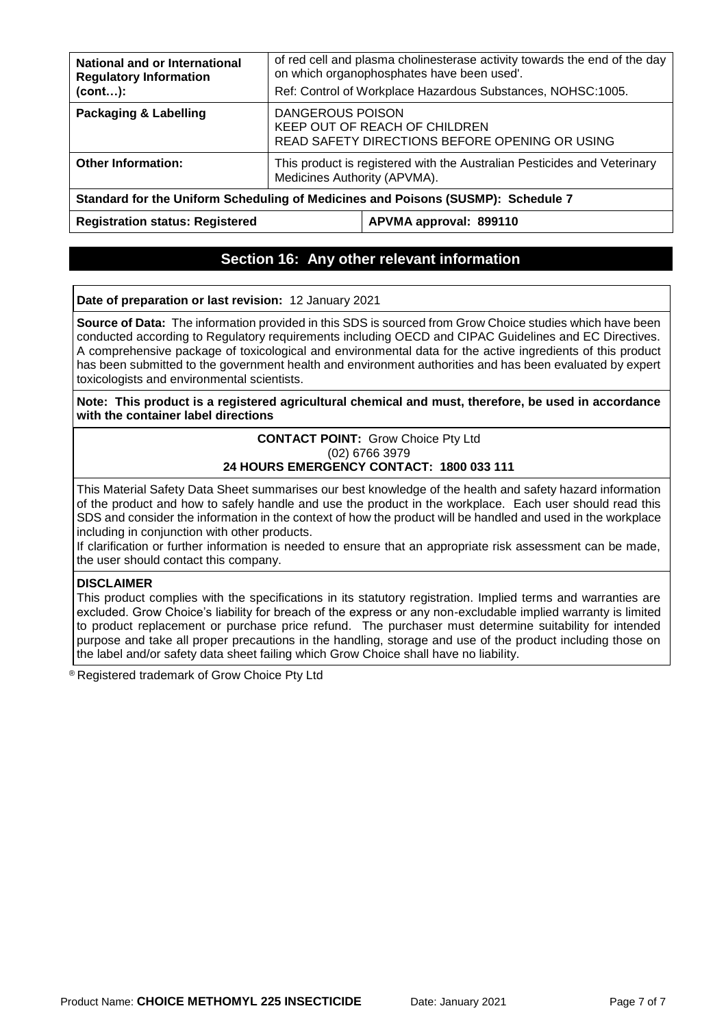| | | |
|---|---|---|
| **National and or International Regulatory Information (cont…):** | of red cell and plasma cholinesterase activity towards the end of the day on which organophosphates have been used'. Ref: Control of Workplace Hazardous Substances, NOHSC:1005. | |
| **Packaging & Labelling** | DANGEROUS POISON<br>KEEP OUT OF REACH OF CHILDREN<br>READ SAFETY DIRECTIONS BEFORE OPENING OR USING | |
| **Other Information:** | This product is registered with the Australian Pesticides and Veterinary Medicines Authority (APVMA). | |
| **Standard for the Uniform Scheduling of Medicines and Poisons (SUSMP): Schedule 7** | | |
| **Registration status: Registered** | | **APVMA approval: 899110** |

## Section 16: Any other relevant information

**Date of preparation or last revision:** 12 January 2021

**Source of Data:** The information provided in this SDS is sourced from Grow Choice studies which have been conducted according to Regulatory requirements including OECD and CIPAC Guidelines and EC Directives. A comprehensive package of toxicological and environmental data for the active ingredients of this product has been submitted to the government health and environment authorities and has been evaluated by expert toxicologists and environmental scientists.

**Note: This product is a registered agricultural chemical and must, therefore, be used in accordance with the container label directions**

**CONTACT POINT:** Grow Choice Pty Ltd
(02) 6766 3979
**24 HOURS EMERGENCY CONTACT: 1800 033 111**

This Material Safety Data Sheet summarises our best knowledge of the health and safety hazard information of the product and how to safely handle and use the product in the workplace. Each user should read this SDS and consider the information in the context of how the product will be handled and used in the workplace including in conjunction with other products.
If clarification or further information is needed to ensure that an appropriate risk assessment can be made, the user should contact this company.

**DISCLAIMER**
This product complies with the specifications in its statutory registration. Implied terms and warranties are excluded. Grow Choice's liability for breach of the express or any non-excludable implied warranty is limited to product replacement or purchase price refund. The purchaser must determine suitability for intended purpose and take all proper precautions in the handling, storage and use of the product including those on the label and/or safety data sheet failing which Grow Choice shall have no liability.

® Registered trademark of Grow Choice Pty Ltd